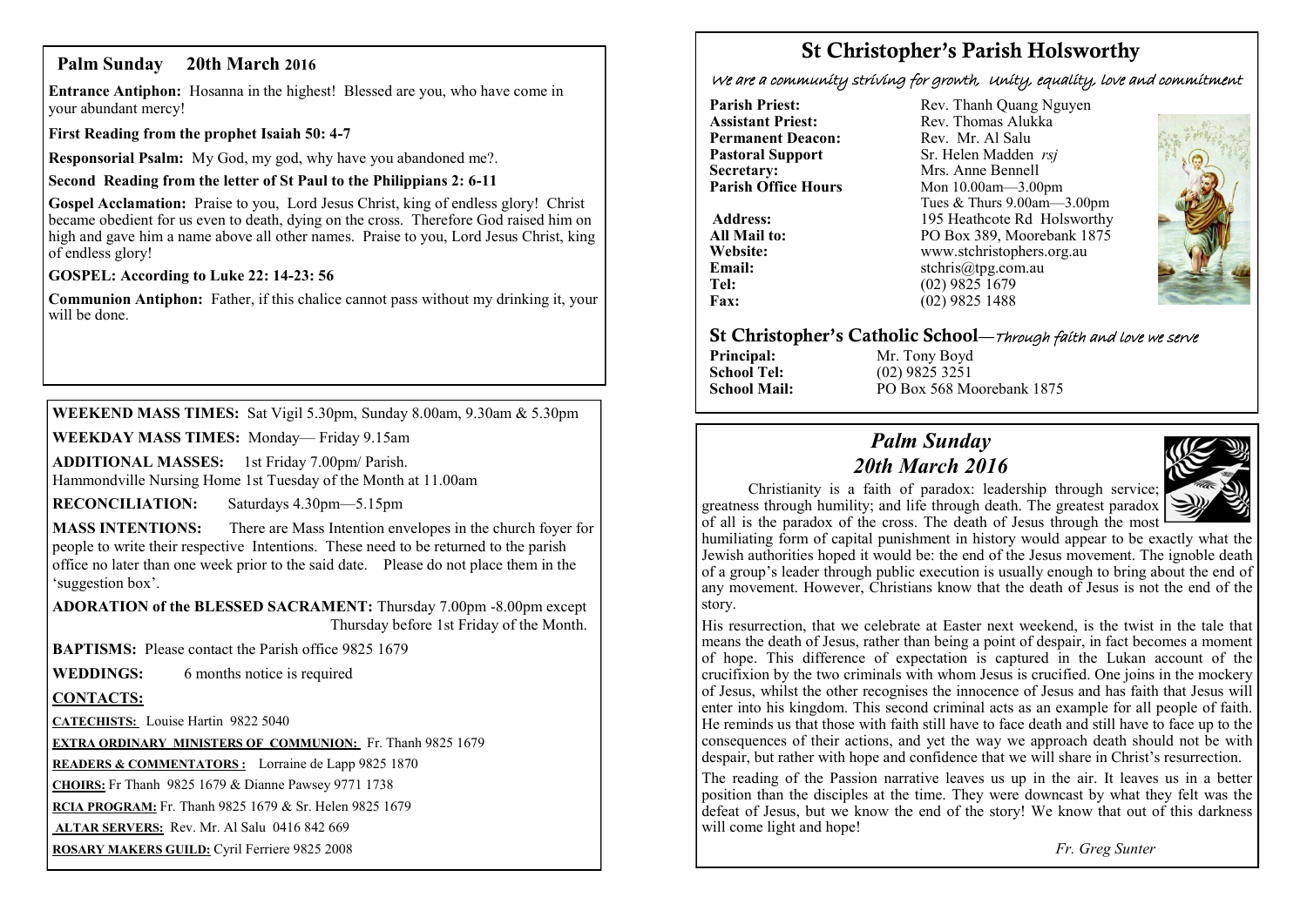## Palm Sunday 20th March 2016

**Entrance Antiphon:** Hosanna in the highest! Blessed are you, who have come in your abundant mercy!

**First Reading from the prophet Isaiah 50: 4-7**

**Responsorial Psalm:** My God, my god, why have you abandoned me?.

**Second Reading from the letter of St Paul to the Philippians 2: 6-11**

**Gospel Acclamation:** Praise to you, Lord Jesus Christ, king of endless glory! Christ became obedient for us even to death, dying on the cross. Therefore God raised him on high and gave him a name above all other names. Praise to you, Lord Jesus Christ, king of endless glory!

**GOSPEL: According to Luke 22: 14-23: 56**

**Communion Antiphon:** Father, if this chalice cannot pass without my drinking it, your will be done.

---

**WEEKEND MASS TIMES:** Sat Vigil 5.30pm, Sunday 8.00am, 9.30am & 5.30pm

**WEEKDAY MASS TIMES:** Monday— Friday 9.15am

**ADDITIONAL MASSES:** 1st Friday 7.00pm/ Parish.
Hammondville Nursing Home 1st Tuesday of the Month at 11.00am

**RECONCILIATION:** Saturdays 4.30pm—5.15pm

**MASS INTENTIONS:** There are Mass Intention envelopes in the church foyer for people to write their respective Intentions. These need to be returned to the parish office no later than one week prior to the said date. Please do not place them in the 'suggestion box'.

**ADORATION of the BLESSED SACRAMENT:** Thursday 7.00pm -8.00pm except Thursday before 1st Friday of the Month.

**BAPTISMS:** Please contact the Parish office 9825 1679

**WEDDINGS:** 6 months notice is required

**CONTACTS:**

**CATECHISTS:** Louise Hartin 9822 5040

**EXTRA ORDINARY MINISTERS OF COMMUNION:** Fr. Thanh 9825 1679

**READERS & COMMENTATORS :** Lorraine de Lapp 9825 1870

**CHOIRS:** Fr Thanh 9825 1679 & Dianne Pawsey 9771 1738

**RCIA PROGRAM:** Fr. Thanh 9825 1679 & Sr. Helen 9825 1679

**ALTAR SERVERS:** Rev. Mr. Al Salu 0416 842 669

**ROSARY MAKERS GUILD:** Cyril Ferriere 9825 2008

---

# St Christopher's Parish Holsworthy

*We are a community striving for growth, Unity, equality, love and commitment*

**Parish Priest:** Rev. Thanh Quang Nguyen
**Assistant Priest:** Rev. Thomas Alukka
**Permanent Deacon:** Rev. Mr. Al Salu
**Pastoral Support** Sr. Helen Madden *rsj*
**Secretary:** Mrs. Anne Bennell
**Parish Office Hours** Mon 10.00am—3.00pm
Tues & Thurs 9.00am—3.00pm
**Address:** 195 Heathcote Rd Holsworthy
**All Mail to:** PO Box 389, Moorebank 1875
**Website:** www.stchristophers.org.au
**Email:** stchris@tpg.com.au
**Tel:** (02) 9825 1679
**Fax:** (02) 9825 1488

## St Christopher's Catholic School—*Through faith and love we serve*

**Principal:** Mr. Tony Boyd
**School Tel:** (02) 9825 3251
**School Mail:** PO Box 568 Moorebank 1875

---

## *Palm Sunday*
## *20th March 2016*

Christianity is a faith of paradox: leadership through service; greatness through humility; and life through death. The greatest paradox of all is the paradox of the cross. The death of Jesus through the most humiliating form of capital punishment in history would appear to be exactly what the Jewish authorities hoped it would be: the end of the Jesus movement. The ignoble death of a group's leader through public execution is usually enough to bring about the end of any movement. However, Christians know that the death of Jesus is not the end of the story.

His resurrection, that we celebrate at Easter next weekend, is the twist in the tale that means the death of Jesus, rather than being a point of despair, in fact becomes a moment of hope. This difference of expectation is captured in the Lukan account of the crucifixion by the two criminals with whom Jesus is crucified. One joins in the mockery of Jesus, whilst the other recognises the innocence of Jesus and has faith that Jesus will enter into his kingdom. This second criminal acts as an example for all people of faith. He reminds us that those with faith still have to face death and still have to face up to the consequences of their actions, and yet the way we approach death should not be with despair, but rather with hope and confidence that we will share in Christ's resurrection.

The reading of the Passion narrative leaves us up in the air. It leaves us in a better position than the disciples at the time. They were downcast by what they felt was the defeat of Jesus, but we know the end of the story! We know that out of this darkness will come light and hope!

*Fr. Greg Sunter*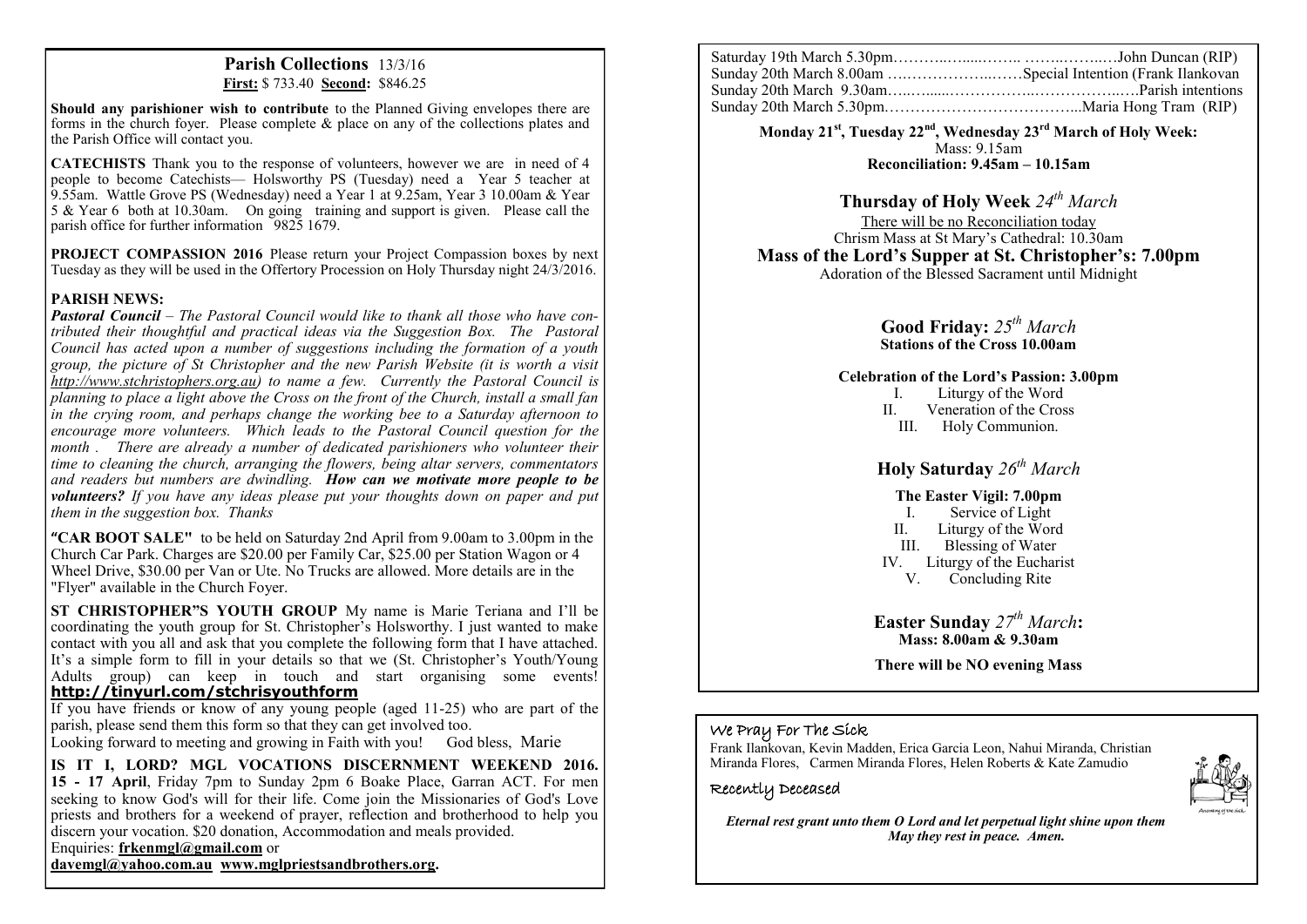## Parish Collections 13/3/16

**First:** $ 733.40 **Second:** $846.25

**Should any parishioner wish to contribute** to the Planned Giving envelopes there are forms in the church foyer. Please complete & place on any of the collections plates and the Parish Office will contact you.

**CATECHISTS** Thank you to the response of volunteers, however we are in need of 4 people to become Catechists— Holsworthy PS (Tuesday) need a Year 5 teacher at 9.55am. Wattle Grove PS (Wednesday) need a Year 1 at 9.25am, Year 3 10.00am & Year 5 & Year 6 both at 10.30am. On going training and support is given. Please call the parish office for further information 9825 1679.

**PROJECT COMPASSION 2016** Please return your Project Compassion boxes by next Tuesday as they will be used in the Offertory Procession on Holy Thursday night 24/3/2016.

**PARISH NEWS:**

***Pastoral Council*** *– The Pastoral Council would like to thank all those who have contributed their thoughtful and practical ideas via the Suggestion Box. The Pastoral Council has acted upon a number of suggestions including the formation of a youth group, the picture of St Christopher and the new Parish Website (it is worth a visit http://www.stchristophers.org.au) to name a few. Currently the Pastoral Council is planning to place a light above the Cross on the front of the Church, install a small fan in the crying room, and perhaps change the working bee to a Saturday afternoon to encourage more volunteers. Which leads to the Pastoral Council question for the month . There are already a number of dedicated parishioners who volunteer their time to cleaning the church, arranging the flowers, being altar servers, commentators and readers but numbers are dwindling.* ***How can we motivate more people to be volunteers?*** *If you have any ideas please put your thoughts down on paper and put them in the suggestion box. Thanks*

**"CAR BOOT SALE"** to be held on Saturday 2nd April from 9.00am to 3.00pm in the Church Car Park. Charges are $20.00 per Family Car, $25.00 per Station Wagon or 4 Wheel Drive, $30.00 per Van or Ute. No Trucks are allowed. More details are in the "Flyer" available in the Church Foyer.

**ST CHRISTOPHER"S YOUTH GROUP** My name is Marie Teriana and I'll be coordinating the youth group for St. Christopher's Holsworthy. I just wanted to make contact with you all and ask that you complete the following form that I have attached. It's a simple form to fill in your details so that we (St. Christopher's Youth/Young Adults group) can keep in touch and start organising some events! **http://tinyurl.com/stchrisyouthform**

If you have friends or know of any young people (aged 11-25) who are part of the parish, please send them this form so that they can get involved too.

Looking forward to meeting and growing in Faith with you! God bless, Marie

**IS IT I, LORD? MGL VOCATIONS DISCERNMENT WEEKEND 2016. 15 - 17 April**, Friday 7pm to Sunday 2pm 6 Boake Place, Garran ACT. For men seeking to know God's will for their life. Come join the Missionaries of God's Love priests and brothers for a weekend of prayer, reflection and brotherhood to help you discern your vocation. $20 donation, Accommodation and meals provided.

Enquiries: **frkenmgl@gmail.com** or **davemgl@yahoo.com.au www.mglpriestsandbrothers.org.**

Saturday 19th March 5.30pm……….…....…….. ……..……..…John Duncan (RIP)
Sunday 20th March 8.00am ….……………..……Special Intention (Frank Ilankovan
Sunday 20th March 9.30am…..…......……………..……………..….Parish intentions
Sunday 20th March 5.30pm………………………………...Maria Hong Tram (RIP)

**Monday 21st, Tuesday 22nd, Wednesday 23rd March of Holy Week:**
Mass: 9.15am
**Reconciliation: 9.45am – 10.15am**

## Thursday of Holy Week *24th March*

There will be no Reconciliation today
Chrism Mass at St Mary's Cathedral: 10.30am
**Mass of the Lord's Supper at St. Christopher's: 7.00pm**
Adoration of the Blessed Sacrament until Midnight

## Good Friday: *25th March*

**Stations of the Cross 10.00am**

**Celebration of the Lord's Passion: 3.00pm**

I. Liturgy of the Word
II. Veneration of the Cross
III. Holy Communion.

## Holy Saturday *26th March*

**The Easter Vigil: 7.00pm**

I. Service of Light
II. Liturgy of the Word
III. Blessing of Water
IV. Liturgy of the Eucharist
V. Concluding Rite

## Easter Sunday *27th March*:

**Mass: 8.00am & 9.30am**

**There will be NO evening Mass**

### We Pray For The Sick

Frank Ilankovan, Kevin Madden, Erica Garcia Leon, Nahui Miranda, Christian Miranda Flores, Carmen Miranda Flores, Helen Roberts & Kate Zamudio

### Recently Deceased

***Eternal rest grant unto them O Lord and let perpetual light shine upon them May they rest in peace. Amen.***